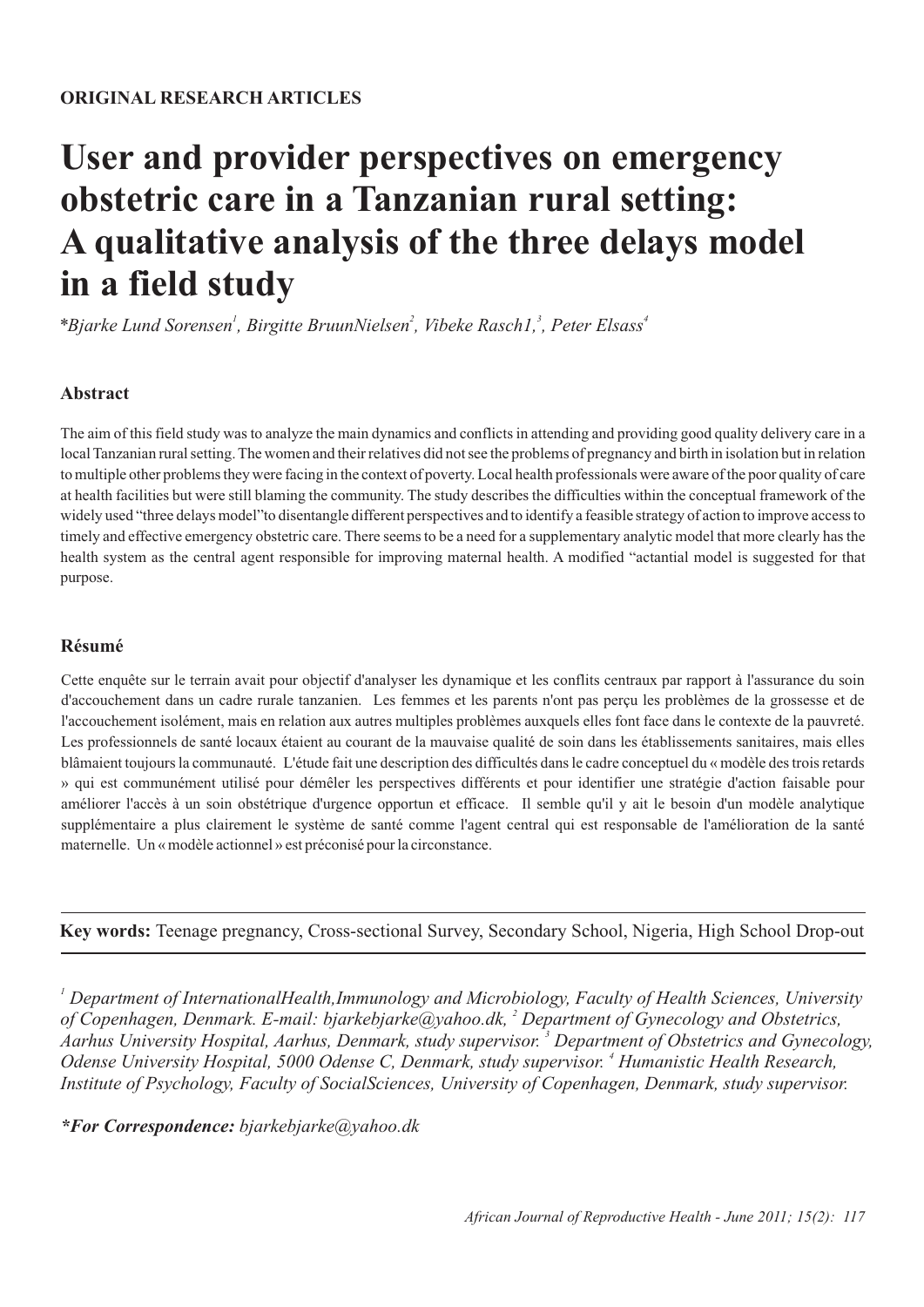**ORIGINAL RESEARCH ARTICLES**

# User and provider perspectives on emergency obstetric care in a Tanzanian rural setting: A qualitative analysis of the three delays model in a field study

*Bjarke Lund Sorensen[1], Birgitte BruunNielsen[2], Vibeke Rasch1,[3], Peter Elsass[4]

## Abstract

The aim of this field study was to analyze the main dynamics and conflicts in attending and providing good quality delivery care in a local Tanzanian rural setting. The women and their relatives did not see the problems of pregnancy and birth in isolation but in relation to multiple other problems they were facing in the context of poverty. Local health professionals were aware of the poor quality of care at health facilities but were still blaming the community. The study describes the difficulties within the conceptual framework of the widely used "three delays model"to disentangle different perspectives and to identify a feasible strategy of action to improve access to timely and effective emergency obstetric care. There seems to be a need for a supplementary analytic model that more clearly has the health system as the central agent responsible for improving maternal health. A modified "actantial model is suggested for that purpose.

## Résumé

Cette enquête sur le terrain avait pour objectif d'analyser les dynamique et les conflits centraux par rapport à l'assurance du soin d'accouchement dans un cadre rurale tanzanien. Les femmes et les parents n'ont pas perçu les problèmes de la grossesse et de l'accouchement isolément, mais en relation aux autres multiples problèmes auxquels elles font face dans le contexte de la pauvreté. Les professionnels de santé locaux étaient au courant de la mauvaise qualité de soin dans les établissements sanitaires, mais elles blâmaient toujours la communauté. L'étude fait une description des difficultés dans le cadre conceptuel du « modèle des trois retards » qui est communément utilisé pour démêler les perspectives différents et pour identifier une stratégie d'action faisable pour améliorer l'accès à un soin obstétrique d'urgence opportun et efficace. Il semble qu'il y ait le besoin d'un modèle analytique supplémentaire a plus clairement le système de santé comme l'agent central qui est responsable de l'amélioration de la santé maternelle. Un « modèle actionnel » est préconisé pour la circonstance.

---

**Key words:** Teenage pregnancy, Cross-sectional Survey, Secondary School, Nigeria, High School Drop-out

---

*[1] Department of InternationalHealth,Immunology and Microbiology, Faculty of Health Sciences, University of Copenhagen, Denmark. E-mail: bjarkebjarke@yahoo.dk, [2] Department of Gynecology and Obstetrics, Aarhus University Hospital, Aarhus, Denmark, study supervisor. [3] Department of Obstetrics and Gynecology, Odense University Hospital, 5000 Odense C, Denmark, study supervisor. [4] Humanistic Health Research, Institute of Psychology, Faculty of SocialSciences, University of Copenhagen, Denmark, study supervisor.*

***For Correspondence:** bjarkebjarke@yahoo.dk*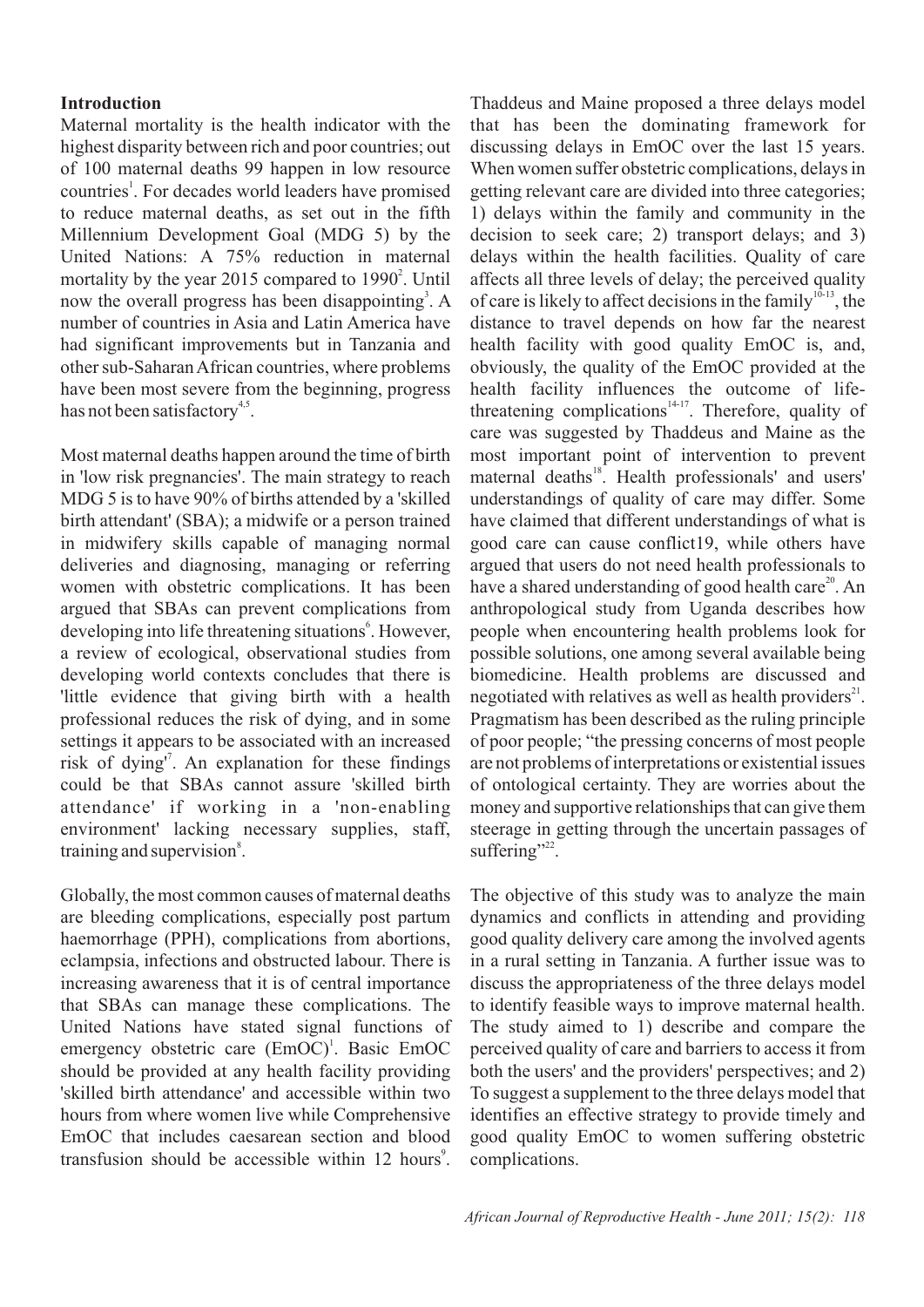## Introduction

Maternal mortality is the health indicator with the highest disparity between rich and poor countries; out of 100 maternal deaths 99 happen in low resource countries[1]. For decades world leaders have promised to reduce maternal deaths, as set out in the fifth Millennium Development Goal (MDG 5) by the United Nations: A 75% reduction in maternal mortality by the year 2015 compared to 1990[2]. Until now the overall progress has been disappointing[3]. A number of countries in Asia and Latin America have had significant improvements but in Tanzania and other sub-Saharan African countries, where problems have been most severe from the beginning, progress has not been satisfactory[4,5].

Most maternal deaths happen around the time of birth in 'low risk pregnancies'. The main strategy to reach MDG 5 is to have 90% of births attended by a 'skilled birth attendant' (SBA); a midwife or a person trained in midwifery skills capable of managing normal deliveries and diagnosing, managing or referring women with obstetric complications. It has been argued that SBAs can prevent complications from developing into life threatening situations[6]. However, a review of ecological, observational studies from developing world contexts concludes that there is 'little evidence that giving birth with a health professional reduces the risk of dying, and in some settings it appears to be associated with an increased risk of dying'[7]. An explanation for these findings could be that SBAs cannot assure 'skilled birth attendance' if working in a 'non-enabling environment' lacking necessary supplies, staff, training and supervision[8].

Globally, the most common causes of maternal deaths are bleeding complications, especially post partum haemorrhage (PPH), complications from abortions, eclampsia, infections and obstructed labour. There is increasing awareness that it is of central importance that SBAs can manage these complications. The United Nations have stated signal functions of emergency obstetric care (EmOC)[1]. Basic EmOC should be provided at any health facility providing 'skilled birth attendance' and accessible within two hours from where women live while Comprehensive EmOC that includes caesarean section and blood transfusion should be accessible within 12 hours[9].

Thaddeus and Maine proposed a three delays model that has been the dominating framework for discussing delays in EmOC over the last 15 years. When women suffer obstetric complications, delays in getting relevant care are divided into three categories; 1) delays within the family and community in the decision to seek care; 2) transport delays; and 3) delays within the health facilities. Quality of care affects all three levels of delay; the perceived quality of care is likely to affect decisions in the family[10-13], the distance to travel depends on how far the nearest health facility with good quality EmOC is, and, obviously, the quality of the EmOC provided at the health facility influences the outcome of life-threatening complications[14-17]. Therefore, quality of care was suggested by Thaddeus and Maine as the most important point of intervention to prevent maternal deaths[18]. Health professionals' and users' understandings of quality of care may differ. Some have claimed that different understandings of what is good care can cause conflict19, while others have argued that users do not need health professionals to have a shared understanding of good health care[20]. An anthropological study from Uganda describes how people when encountering health problems look for possible solutions, one among several available being biomedicine. Health problems are discussed and negotiated with relatives as well as health providers[21]. Pragmatism has been described as the ruling principle of poor people; "the pressing concerns of most people are not problems of interpretations or existential issues of ontological certainty. They are worries about the money and supportive relationships that can give them steerage in getting through the uncertain passages of suffering"[22].

The objective of this study was to analyze the main dynamics and conflicts in attending and providing good quality delivery care among the involved agents in a rural setting in Tanzania. A further issue was to discuss the appropriateness of the three delays model to identify feasible ways to improve maternal health. The study aimed to 1) describe and compare the perceived quality of care and barriers to access it from both the users' and the providers' perspectives; and 2) To suggest a supplement to the three delays model that identifies an effective strategy to provide timely and good quality EmOC to women suffering obstetric complications.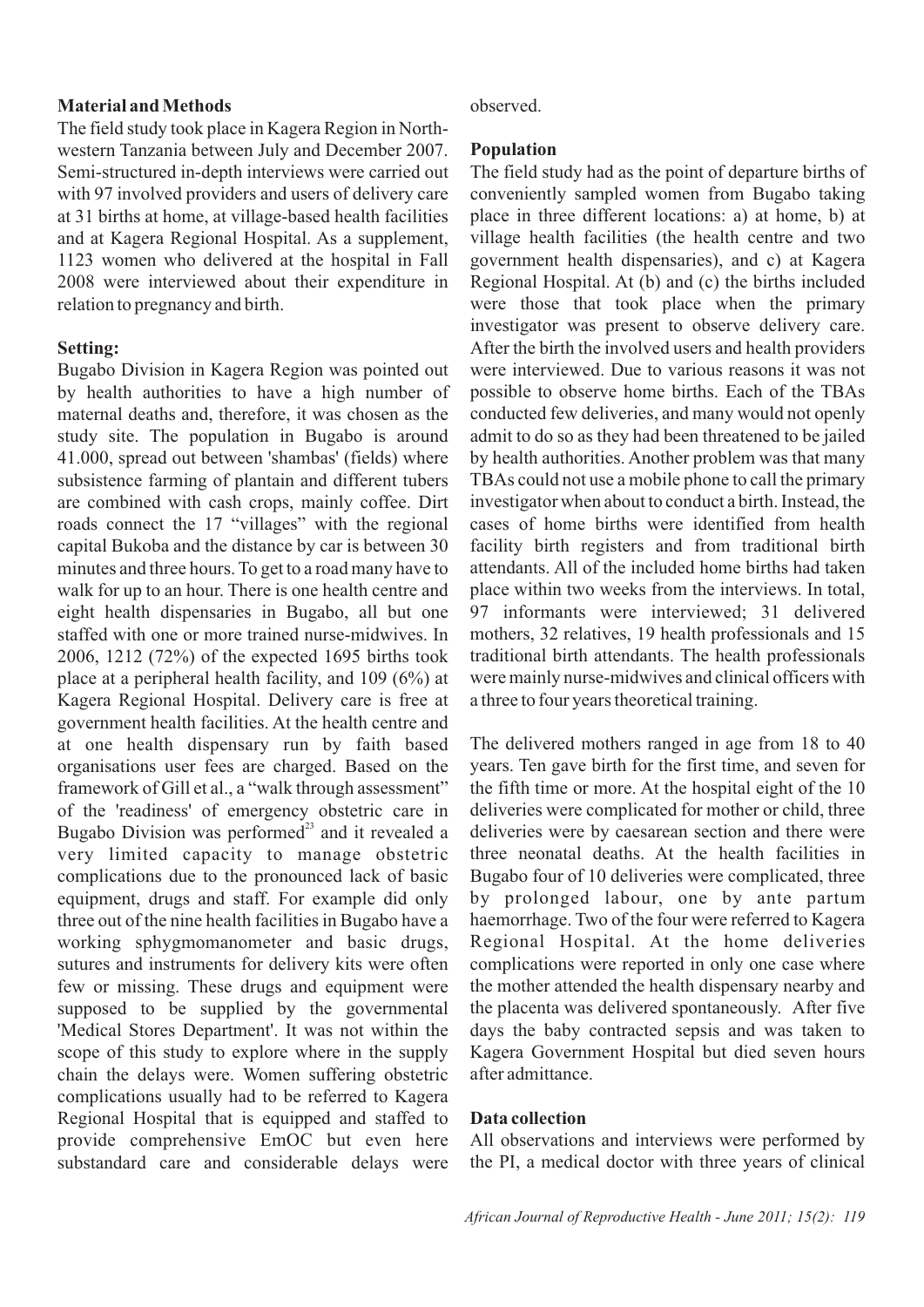## Material and Methods

The field study took place in Kagera Region in North-western Tanzania between July and December 2007. Semi-structured in-depth interviews were carried out with 97 involved providers and users of delivery care at 31 births at home, at village-based health facilities and at Kagera Regional Hospital. As a supplement, 1123 women who delivered at the hospital in Fall 2008 were interviewed about their expenditure in relation to pregnancy and birth.

### Setting:

Bugabo Division in Kagera Region was pointed out by health authorities to have a high number of maternal deaths and, therefore, it was chosen as the study site. The population in Bugabo is around 41.000, spread out between 'shambas' (fields) where subsistence farming of plantain and different tubers are combined with cash crops, mainly coffee. Dirt roads connect the 17 "villages" with the regional capital Bukoba and the distance by car is between 30 minutes and three hours. To get to a road many have to walk for up to an hour. There is one health centre and eight health dispensaries in Bugabo, all but one staffed with one or more trained nurse-midwives. In 2006, 1212 (72%) of the expected 1695 births took place at a peripheral health facility, and 109 (6%) at Kagera Regional Hospital. Delivery care is free at government health facilities. At the health centre and at one health dispensary run by faith based organisations user fees are charged. Based on the framework of Gill et al., a "walk through assessment" of the 'readiness' of emergency obstetric care in Bugabo Division was performed[23] and it revealed a very limited capacity to manage obstetric complications due to the pronounced lack of basic equipment, drugs and staff. For example did only three out of the nine health facilities in Bugabo have a working sphygmomanometer and basic drugs, sutures and instruments for delivery kits were often few or missing. These drugs and equipment were supposed to be supplied by the governmental 'Medical Stores Department'. It was not within the scope of this study to explore where in the supply chain the delays were. Women suffering obstetric complications usually had to be referred to Kagera Regional Hospital that is equipped and staffed to provide comprehensive EmOC but even here substandard care and considerable delays were observed.

### Population

The field study had as the point of departure births of conveniently sampled women from Bugabo taking place in three different locations: a) at home, b) at village health facilities (the health centre and two government health dispensaries), and c) at Kagera Regional Hospital. At (b) and (c) the births included were those that took place when the primary investigator was present to observe delivery care. After the birth the involved users and health providers were interviewed. Due to various reasons it was not possible to observe home births. Each of the TBAs conducted few deliveries, and many would not openly admit to do so as they had been threatened to be jailed by health authorities. Another problem was that many TBAs could not use a mobile phone to call the primary investigator when about to conduct a birth. Instead, the cases of home births were identified from health facility birth registers and from traditional birth attendants. All of the included home births had taken place within two weeks from the interviews. In total, 97 informants were interviewed; 31 delivered mothers, 32 relatives, 19 health professionals and 15 traditional birth attendants. The health professionals were mainly nurse-midwives and clinical officers with a three to four years theoretical training.

The delivered mothers ranged in age from 18 to 40 years. Ten gave birth for the first time, and seven for the fifth time or more. At the hospital eight of the 10 deliveries were complicated for mother or child, three deliveries were by caesarean section and there were three neonatal deaths. At the health facilities in Bugabo four of 10 deliveries were complicated, three by prolonged labour, one by ante partum haemorrhage. Two of the four were referred to Kagera Regional Hospital. At the home deliveries complications were reported in only one case where the mother attended the health dispensary nearby and the placenta was delivered spontaneously. After five days the baby contracted sepsis and was taken to Kagera Government Hospital but died seven hours after admittance.

### Data collection

All observations and interviews were performed by the PI, a medical doctor with three years of clinical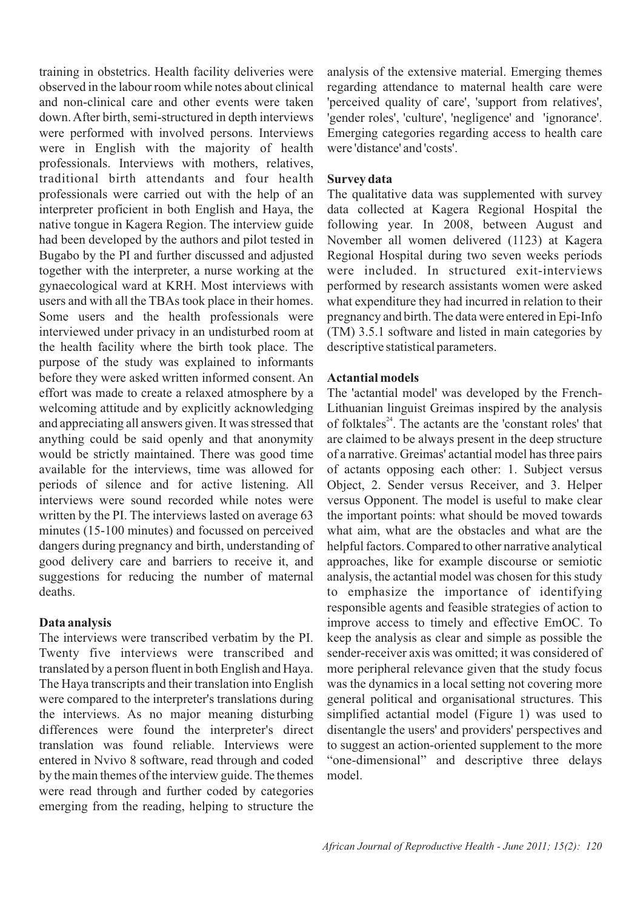training in obstetrics. Health facility deliveries were observed in the labour room while notes about clinical and non-clinical care and other events were taken down. After birth, semi-structured in depth interviews were performed with involved persons. Interviews were in English with the majority of health professionals. Interviews with mothers, relatives, traditional birth attendants and four health professionals were carried out with the help of an interpreter proficient in both English and Haya, the native tongue in Kagera Region. The interview guide had been developed by the authors and pilot tested in Bugabo by the PI and further discussed and adjusted together with the interpreter, a nurse working at the gynaecological ward at KRH. Most interviews with users and with all the TBAs took place in their homes. Some users and the health professionals were interviewed under privacy in an undisturbed room at the health facility where the birth took place. The purpose of the study was explained to informants before they were asked written informed consent. An effort was made to create a relaxed atmosphere by a welcoming attitude and by explicitly acknowledging and appreciating all answers given. It was stressed that anything could be said openly and that anonymity would be strictly maintained. There was good time available for the interviews, time was allowed for periods of silence and for active listening. All interviews were sound recorded while notes were written by the PI. The interviews lasted on average 63 minutes (15-100 minutes) and focussed on perceived dangers during pregnancy and birth, understanding of good delivery care and barriers to receive it, and suggestions for reducing the number of maternal deaths.

**Data analysis**

The interviews were transcribed verbatim by the PI. Twenty five interviews were transcribed and translated by a person fluent in both English and Haya. The Haya transcripts and their translation into English were compared to the interpreter's translations during the interviews. As no major meaning disturbing differences were found the interpreter's direct translation was found reliable. Interviews were entered in Nvivo 8 software, read through and coded by the main themes of the interview guide. The themes were read through and further coded by categories emerging from the reading, helping to structure the analysis of the extensive material. Emerging themes regarding attendance to maternal health care were 'perceived quality of care', 'support from relatives', 'gender roles', 'culture', 'negligence' and 'ignorance'. Emerging categories regarding access to health care were 'distance' and 'costs'.

**Survey data**

The qualitative data was supplemented with survey data collected at Kagera Regional Hospital the following year. In 2008, between August and November all women delivered (1123) at Kagera Regional Hospital during two seven weeks periods were included. In structured exit-interviews performed by research assistants women were asked what expenditure they had incurred in relation to their pregnancy and birth. The data were entered in Epi-Info (TM) 3.5.1 software and listed in main categories by descriptive statistical parameters.

**Actantial models**

The 'actantial model' was developed by the French-Lithuanian linguist Greimas inspired by the analysis of folktales[24]. The actants are the 'constant roles' that are claimed to be always present in the deep structure of a narrative. Greimas' actantial model has three pairs of actants opposing each other: 1. Subject versus Object, 2. Sender versus Receiver, and 3. Helper versus Opponent. The model is useful to make clear the important points: what should be moved towards what aim, what are the obstacles and what are the helpful factors. Compared to other narrative analytical approaches, like for example discourse or semiotic analysis, the actantial model was chosen for this study to emphasize the importance of identifying responsible agents and feasible strategies of action to improve access to timely and effective EmOC. To keep the analysis as clear and simple as possible the sender-receiver axis was omitted; it was considered of more peripheral relevance given that the study focus was the dynamics in a local setting not covering more general political and organisational structures. This simplified actantial model (Figure 1) was used to disentangle the users' and providers' perspectives and to suggest an action-oriented supplement to the more "one-dimensional" and descriptive three delays model.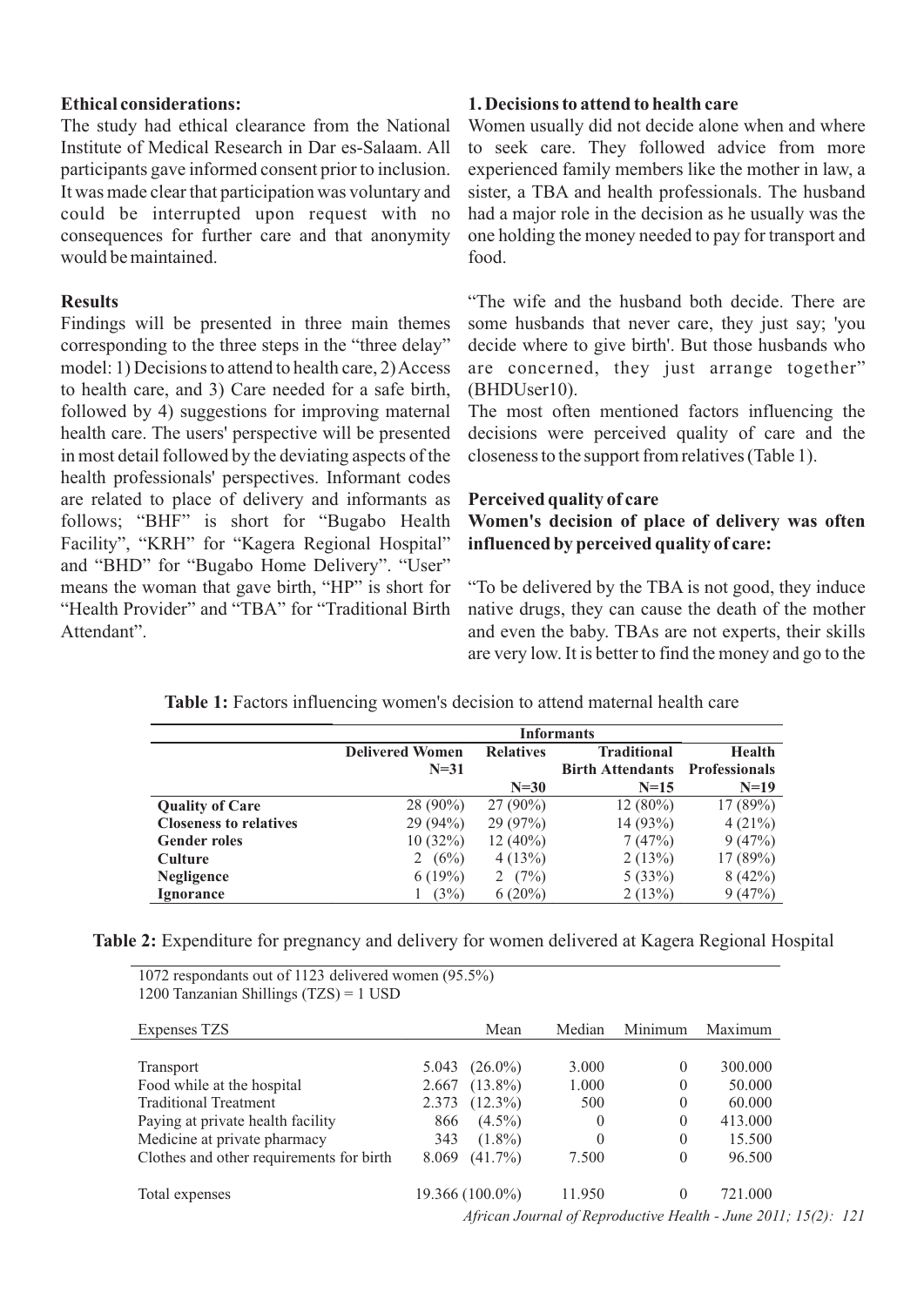**Ethical considerations:**

The study had ethical clearance from the National Institute of Medical Research in Dar es-Salaam. All participants gave informed consent prior to inclusion. It was made clear that participation was voluntary and could be interrupted upon request with no consequences for further care and that anonymity would be maintained.

**Results**

Findings will be presented in three main themes corresponding to the three steps in the "three delay" model: 1) Decisions to attend to health care, 2) Access to health care, and 3) Care needed for a safe birth, followed by 4) suggestions for improving maternal health care. The users' perspective will be presented in most detail followed by the deviating aspects of the health professionals' perspectives. Informant codes are related to place of delivery and informants as follows; "BHF" is short for "Bugabo Health Facility", "KRH" for "Kagera Regional Hospital" and "BHD" for "Bugabo Home Delivery". "User" means the woman that gave birth, "HP" is short for "Health Provider" and "TBA" for "Traditional Birth Attendant".

**1. Decisions to attend to health care**

Women usually did not decide alone when and where to seek care. They followed advice from more experienced family members like the mother in law, a sister, a TBA and health professionals. The husband had a major role in the decision as he usually was the one holding the money needed to pay for transport and food.

"The wife and the husband both decide. There are some husbands that never care, they just say; 'you decide where to give birth'. But those husbands who are concerned, they just arrange together" (BHDUser10).

The most often mentioned factors influencing the decisions were perceived quality of care and the closeness to the support from relatives (Table 1).

**Perceived quality of care**

**Women's decision of place of delivery was often influenced by perceived quality of care:**

"To be delivered by the TBA is not good, they induce native drugs, they can cause the death of the mother and even the baby. TBAs are not experts, their skills are very low. It is better to find the money and go to the

**Table 1:** Factors influencing women's decision to attend maternal health care

| | Informants | | | |
|---|---|---|---|---|
| | Delivered Women N=31 | Relatives N=30 | Traditional Birth Attendants N=15 | Health Professionals N=19 |
| **Quality of Care** | 28 (90%) | 27 (90%) | 12 (80%) | 17 (89%) |
| **Closeness to relatives** | 29 (94%) | 29 (97%) | 14 (93%) | 4 (21%) |
| **Gender roles** | 10 (32%) | 12 (40%) | 7 (47%) | 9 (47%) |
| **Culture** | 2 (6%) | 4 (13%) | 2 (13%) | 17 (89%) |
| **Negligence** | 6 (19%) | 2 (7%) | 5 (33%) | 8 (42%) |
| **Ignorance** | 1 (3%) | 6 (20%) | 2 (13%) | 9 (47%) |

**Table 2:** Expenditure for pregnancy and delivery for women delivered at Kagera Regional Hospital

1072 respondants out of 1123 delivered women (95.5%)
1200 Tanzanian Shillings (TZS) = 1 USD

| Expenses TZS | Mean | Median | Minimum | Maximum |
|---|---|---|---|---|
| Transport | 5.043 (26.0%) | 3.000 | 0 | 300.000 |
| Food while at the hospital | 2.667 (13.8%) | 1.000 | 0 | 50.000 |
| Traditional Treatment | 2.373 (12.3%) | 500 | 0 | 60.000 |
| Paying at private health facility | 866 (4.5%) | 0 | 0 | 413.000 |
| Medicine at private pharmacy | 343 (1.8%) | 0 | 0 | 15.500 |
| Clothes and other requirements for birth | 8.069 (41.7%) | 7.500 | 0 | 96.500 |
| Total expenses | 19.366 (100.0%) | 11.950 | 0 | 721.000 |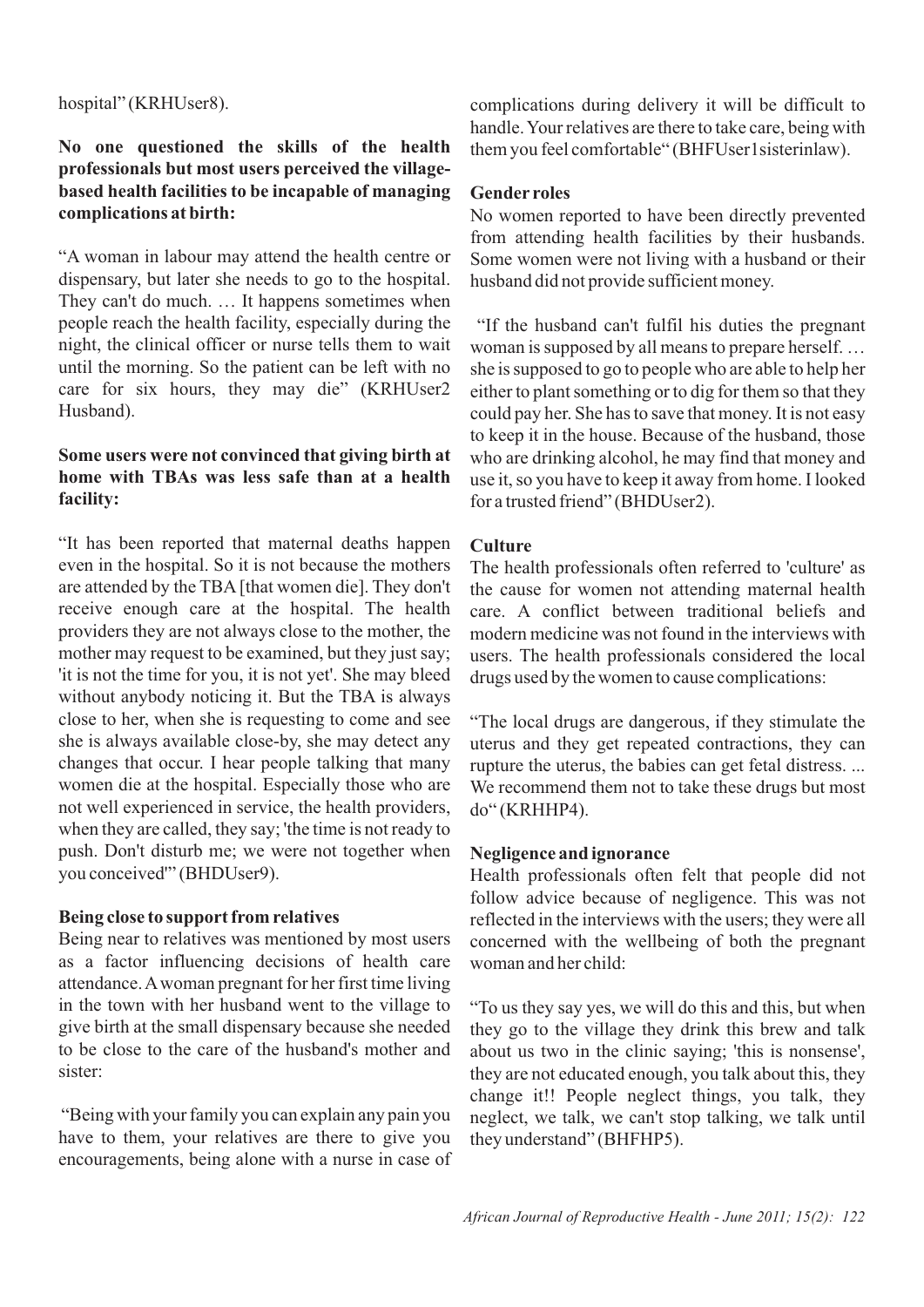hospital" (KRHUser8).

**No one questioned the skills of the health professionals but most users perceived the village-based health facilities to be incapable of managing complications at birth:**

"A woman in labour may attend the health centre or dispensary, but later she needs to go to the hospital. They can't do much. … It happens sometimes when people reach the health facility, especially during the night, the clinical officer or nurse tells them to wait until the morning. So the patient can be left with no care for six hours, they may die" (KRHUser2 Husband).

**Some users were not convinced that giving birth at home with TBAs was less safe than at a health facility:**

"It has been reported that maternal deaths happen even in the hospital. So it is not because the mothers are attended by the TBA [that women die]. They don't receive enough care at the hospital. The health providers they are not always close to the mother, the mother may request to be examined, but they just say; 'it is not the time for you, it is not yet'. She may bleed without anybody noticing it. But the TBA is always close to her, when she is requesting to come and see she is always available close-by, she may detect any changes that occur. I hear people talking that many women die at the hospital. Especially those who are not well experienced in service, the health providers, when they are called, they say; 'the time is not ready to push. Don't disturb me; we were not together when you conceived'" (BHDUser9).

**Being close to support from relatives**

Being near to relatives was mentioned by most users as a factor influencing decisions of health care attendance. A woman pregnant for her first time living in the town with her husband went to the village to give birth at the small dispensary because she needed to be close to the care of the husband's mother and sister:

"Being with your family you can explain any pain you have to them, your relatives are there to give you encouragements, being alone with a nurse in case of complications during delivery it will be difficult to handle. Your relatives are there to take care, being with them you feel comfortable" (BHFUser1sisterinlaw).

**Gender roles**

No women reported to have been directly prevented from attending health facilities by their husbands. Some women were not living with a husband or their husband did not provide sufficient money.

"If the husband can't fulfil his duties the pregnant woman is supposed by all means to prepare herself. … she is supposed to go to people who are able to help her either to plant something or to dig for them so that they could pay her. She has to save that money. It is not easy to keep it in the house. Because of the husband, those who are drinking alcohol, he may find that money and use it, so you have to keep it away from home. I looked for a trusted friend" (BHDUser2).

**Culture**

The health professionals often referred to 'culture' as the cause for women not attending maternal health care. A conflict between traditional beliefs and modern medicine was not found in the interviews with users. The health professionals considered the local drugs used by the women to cause complications:

"The local drugs are dangerous, if they stimulate the uterus and they get repeated contractions, they can rupture the uterus, the babies can get fetal distress. ... We recommend them not to take these drugs but most do" (KRHHP4).

**Negligence and ignorance**

Health professionals often felt that people did not follow advice because of negligence. This was not reflected in the interviews with the users; they were all concerned with the wellbeing of both the pregnant woman and her child:

"To us they say yes, we will do this and this, but when they go to the village they drink this brew and talk about us two in the clinic saying; 'this is nonsense', they are not educated enough, you talk about this, they change it!! People neglect things, you talk, they neglect, we talk, we can't stop talking, we talk until they understand" (BHFHP5).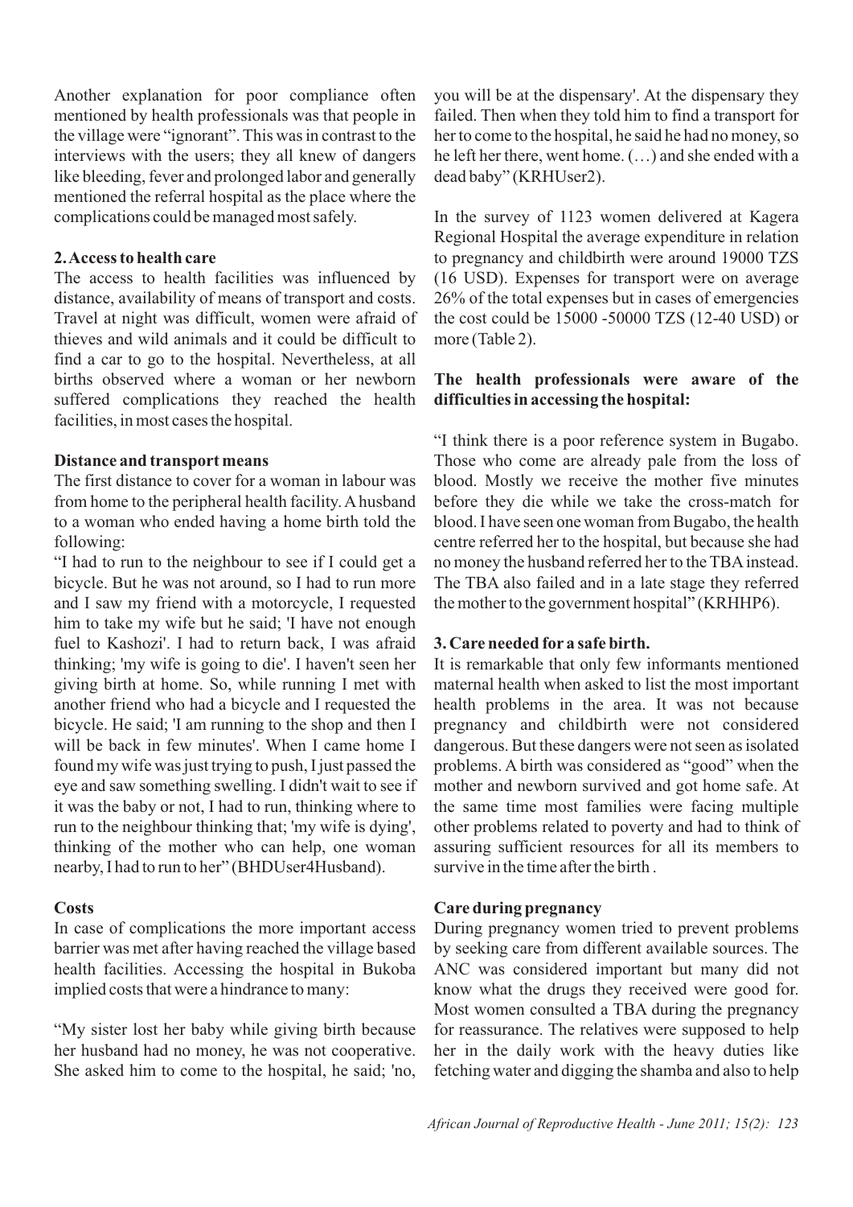Another explanation for poor compliance often mentioned by health professionals was that people in the village were "ignorant". This was in contrast to the interviews with the users; they all knew of dangers like bleeding, fever and prolonged labor and generally mentioned the referral hospital as the place where the complications could be managed most safely.

## 2. Access to health care

The access to health facilities was influenced by distance, availability of means of transport and costs. Travel at night was difficult, women were afraid of thieves and wild animals and it could be difficult to find a car to go to the hospital. Nevertheless, at all births observed where a woman or her newborn suffered complications they reached the health facilities, in most cases the hospital.

### Distance and transport means

The first distance to cover for a woman in labour was from home to the peripheral health facility. A husband to a woman who ended having a home birth told the following:

"I had to run to the neighbour to see if I could get a bicycle. But he was not around, so I had to run more and I saw my friend with a motorcycle, I requested him to take my wife but he said; 'I have not enough fuel to Kashozi'. I had to return back, I was afraid thinking; 'my wife is going to die'. I haven't seen her giving birth at home. So, while running I met with another friend who had a bicycle and I requested the bicycle. He said; 'I am running to the shop and then I will be back in few minutes'. When I came home I found my wife was just trying to push, I just passed the eye and saw something swelling. I didn't wait to see if it was the baby or not, I had to run, thinking where to run to the neighbour thinking that; 'my wife is dying', thinking of the mother who can help, one woman nearby, I had to run to her" (BHDUser4Husband).

### Costs

In case of complications the more important access barrier was met after having reached the village based health facilities. Accessing the hospital in Bukoba implied costs that were a hindrance to many:

"My sister lost her baby while giving birth because her husband had no money, he was not cooperative. She asked him to come to the hospital, he said; 'no, you will be at the dispensary'. At the dispensary they failed. Then when they told him to find a transport for her to come to the hospital, he said he had no money, so he left her there, went home. (…) and she ended with a dead baby" (KRHUser2).

In the survey of 1123 women delivered at Kagera Regional Hospital the average expenditure in relation to pregnancy and childbirth were around 19000 TZS (16 USD). Expenses for transport were on average 26% of the total expenses but in cases of emergencies the cost could be 15000 -50000 TZS (12-40 USD) or more (Table 2).

**The health professionals were aware of the difficulties in accessing the hospital:**

"I think there is a poor reference system in Bugabo. Those who come are already pale from the loss of blood. Mostly we receive the mother five minutes before they die while we take the cross-match for blood. I have seen one woman from Bugabo, the health centre referred her to the hospital, but because she had no money the husband referred her to the TBA instead. The TBA also failed and in a late stage they referred the mother to the government hospital" (KRHHP6).

## 3. Care needed for a safe birth.

It is remarkable that only few informants mentioned maternal health when asked to list the most important health problems in the area. It was not because pregnancy and childbirth were not considered dangerous. But these dangers were not seen as isolated problems. A birth was considered as "good" when the mother and newborn survived and got home safe. At the same time most families were facing multiple other problems related to poverty and had to think of assuring sufficient resources for all its members to survive in the time after the birth .

### Care during pregnancy

During pregnancy women tried to prevent problems by seeking care from different available sources. The ANC was considered important but many did not know what the drugs they received were good for. Most women consulted a TBA during the pregnancy for reassurance. The relatives were supposed to help her in the daily work with the heavy duties like fetching water and digging the shamba and also to help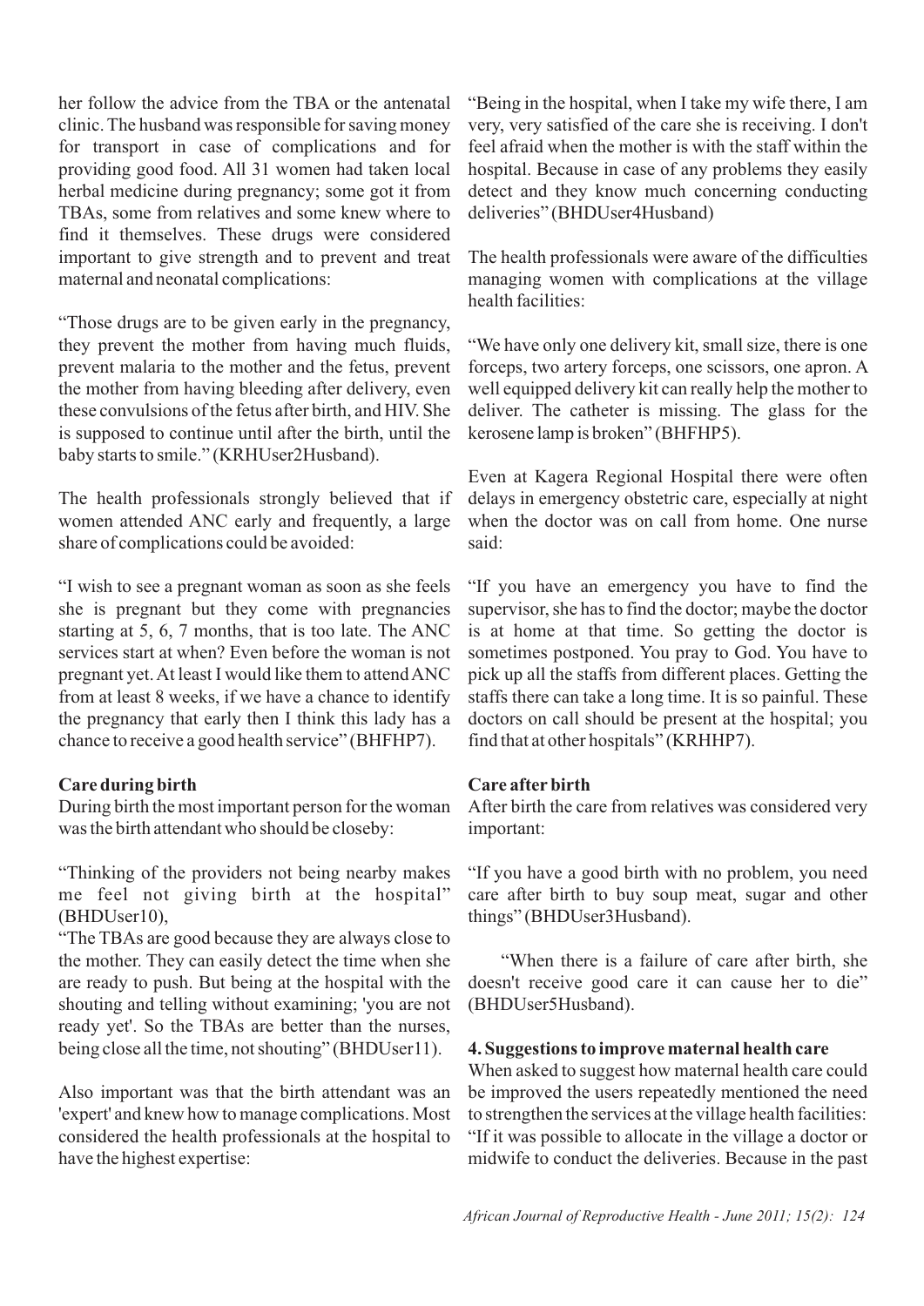her follow the advice from the TBA or the antenatal clinic. The husband was responsible for saving money for transport in case of complications and for providing good food. All 31 women had taken local herbal medicine during pregnancy; some got it from TBAs, some from relatives and some knew where to find it themselves. These drugs were considered important to give strength and to prevent and treat maternal and neonatal complications:

"Those drugs are to be given early in the pregnancy, they prevent the mother from having much fluids, prevent malaria to the mother and the fetus, prevent the mother from having bleeding after delivery, even these convulsions of the fetus after birth, and HIV. She is supposed to continue until after the birth, until the baby starts to smile." (KRHUser2Husband).

The health professionals strongly believed that if women attended ANC early and frequently, a large share of complications could be avoided:

"I wish to see a pregnant woman as soon as she feels she is pregnant but they come with pregnancies starting at 5, 6, 7 months, that is too late. The ANC services start at when? Even before the woman is not pregnant yet. At least I would like them to attend ANC from at least 8 weeks, if we have a chance to identify the pregnancy that early then I think this lady has a chance to receive a good health service" (BHFHP7).

**Care during birth**

During birth the most important person for the woman was the birth attendant who should be closeby:

"Thinking of the providers not being nearby makes me feel not giving birth at the hospital" (BHDUser10),

"The TBAs are good because they are always close to the mother. They can easily detect the time when she are ready to push. But being at the hospital with the shouting and telling without examining; 'you are not ready yet'. So the TBAs are better than the nurses, being close all the time, not shouting" (BHDUser11).

Also important was that the birth attendant was an 'expert' and knew how to manage complications. Most considered the health professionals at the hospital to have the highest expertise:

"Being in the hospital, when I take my wife there, I am very, very satisfied of the care she is receiving. I don't feel afraid when the mother is with the staff within the hospital. Because in case of any problems they easily detect and they know much concerning conducting deliveries" (BHDUser4Husband)

The health professionals were aware of the difficulties managing women with complications at the village health facilities:

"We have only one delivery kit, small size, there is one forceps, two artery forceps, one scissors, one apron. A well equipped delivery kit can really help the mother to deliver. The catheter is missing. The glass for the kerosene lamp is broken" (BHFHP5).

Even at Kagera Regional Hospital there were often delays in emergency obstetric care, especially at night when the doctor was on call from home. One nurse said:

"If you have an emergency you have to find the supervisor, she has to find the doctor; maybe the doctor is at home at that time. So getting the doctor is sometimes postponed. You pray to God. You have to pick up all the staffs from different places. Getting the staffs there can take a long time. It is so painful. These doctors on call should be present at the hospital; you find that at other hospitals" (KRHHP7).

**Care after birth**

After birth the care from relatives was considered very important:

"If you have a good birth with no problem, you need care after birth to buy soup meat, sugar and other things" (BHDUser3Husband).

"When there is a failure of care after birth, she doesn't receive good care it can cause her to die" (BHDUser5Husband).

**4. Suggestions to improve maternal health care**

When asked to suggest how maternal health care could be improved the users repeatedly mentioned the need to strengthen the services at the village health facilities: "If it was possible to allocate in the village a doctor or midwife to conduct the deliveries. Because in the past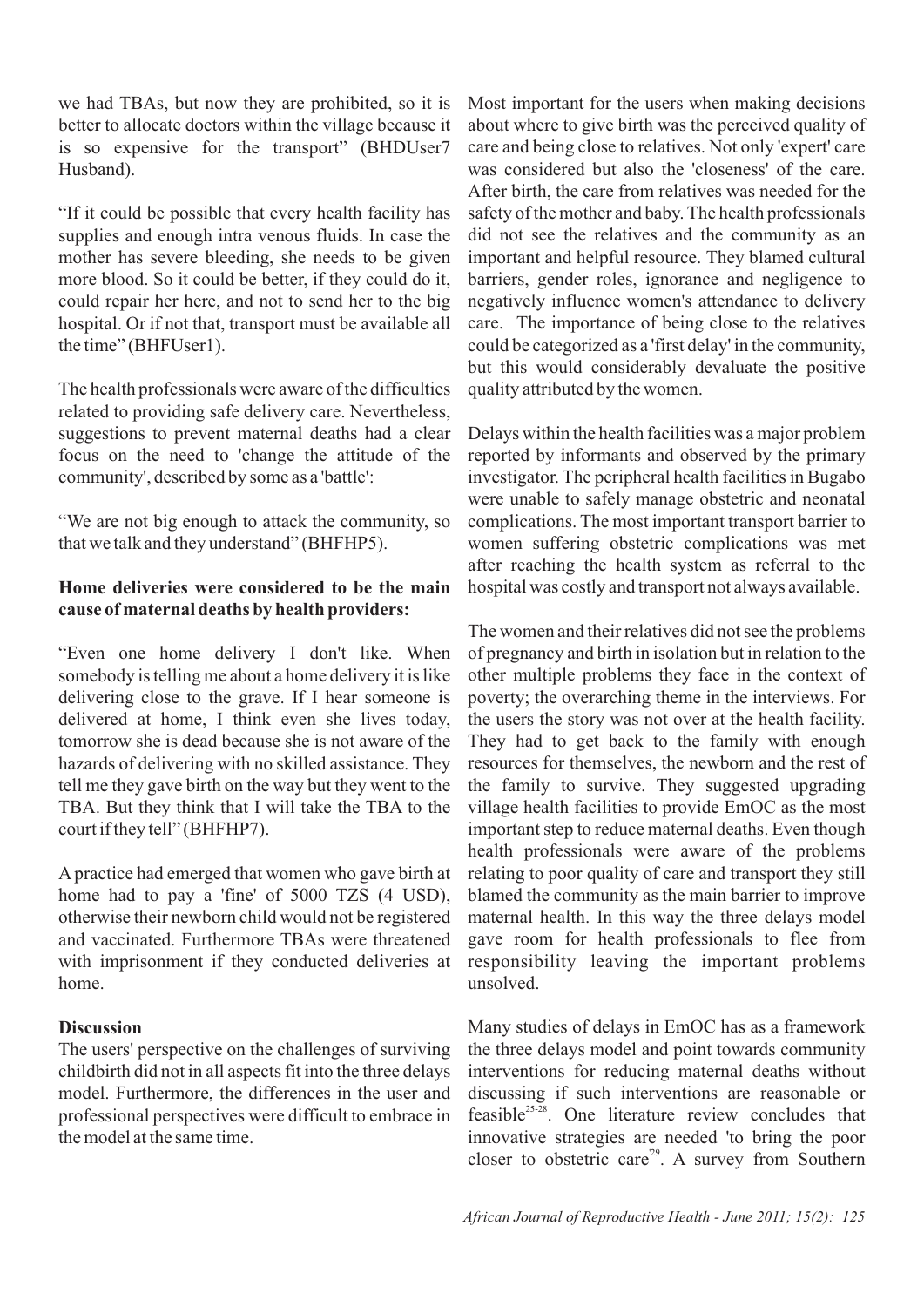we had TBAs, but now they are prohibited, so it is better to allocate doctors within the village because it is so expensive for the transport" (BHDUser7 Husband).

"If it could be possible that every health facility has supplies and enough intra venous fluids. In case the mother has severe bleeding, she needs to be given more blood. So it could be better, if they could do it, could repair her here, and not to send her to the big hospital. Or if not that, transport must be available all the time" (BHFUser1).

The health professionals were aware of the difficulties related to providing safe delivery care. Nevertheless, suggestions to prevent maternal deaths had a clear focus on the need to 'change the attitude of the community', described by some as a 'battle':

"We are not big enough to attack the community, so that we talk and they understand" (BHFHP5).

**Home deliveries were considered to be the main cause of maternal deaths by health providers:**

"Even one home delivery I don't like. When somebody is telling me about a home delivery it is like delivering close to the grave. If I hear someone is delivered at home, I think even she lives today, tomorrow she is dead because she is not aware of the hazards of delivering with no skilled assistance. They tell me they gave birth on the way but they went to the TBA. But they think that I will take the TBA to the court if they tell" (BHFHP7).

A practice had emerged that women who gave birth at home had to pay a 'fine' of 5000 TZS (4 USD), otherwise their newborn child would not be registered and vaccinated. Furthermore TBAs were threatened with imprisonment if they conducted deliveries at home.

## Discussion

The users' perspective on the challenges of surviving childbirth did not in all aspects fit into the three delays model. Furthermore, the differences in the user and professional perspectives were difficult to embrace in the model at the same time.

Most important for the users when making decisions about where to give birth was the perceived quality of care and being close to relatives. Not only 'expert' care was considered but also the 'closeness' of the care. After birth, the care from relatives was needed for the safety of the mother and baby. The health professionals did not see the relatives and the community as an important and helpful resource. They blamed cultural barriers, gender roles, ignorance and negligence to negatively influence women's attendance to delivery care. The importance of being close to the relatives could be categorized as a 'first delay' in the community, but this would considerably devaluate the positive quality attributed by the women.

Delays within the health facilities was a major problem reported by informants and observed by the primary investigator. The peripheral health facilities in Bugabo were unable to safely manage obstetric and neonatal complications. The most important transport barrier to women suffering obstetric complications was met after reaching the health system as referral to the hospital was costly and transport not always available.

The women and their relatives did not see the problems of pregnancy and birth in isolation but in relation to the other multiple problems they face in the context of poverty; the overarching theme in the interviews. For the users the story was not over at the health facility. They had to get back to the family with enough resources for themselves, the newborn and the rest of the family to survive. They suggested upgrading village health facilities to provide EmOC as the most important step to reduce maternal deaths. Even though health professionals were aware of the problems relating to poor quality of care and transport they still blamed the community as the main barrier to improve maternal health. In this way the three delays model gave room for health professionals to flee from responsibility leaving the important problems unsolved.

Many studies of delays in EmOC has as a framework the three delays model and point towards community interventions for reducing maternal deaths without discussing if such interventions are reasonable or feasible[25-28]. One literature review concludes that innovative strategies are needed 'to bring the poor closer to obstetric care'[29]. A survey from Southern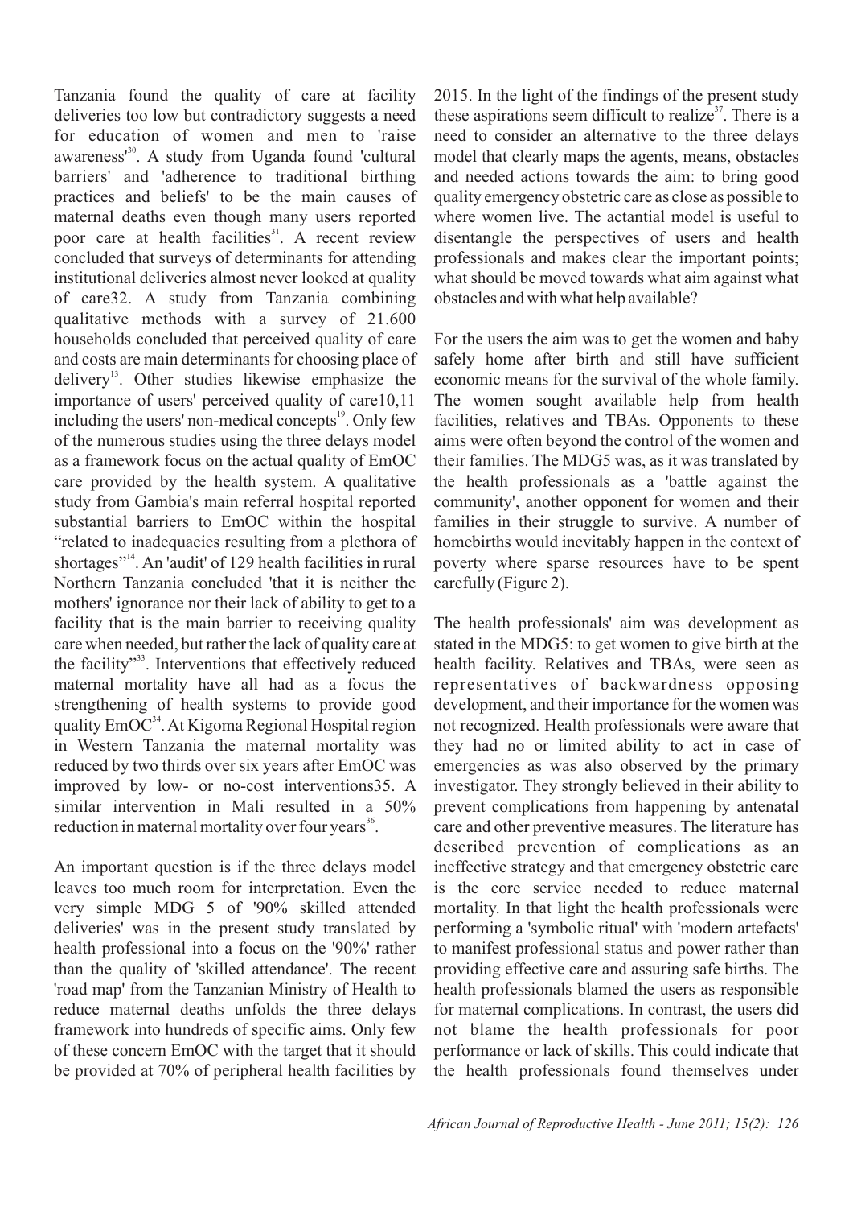Tanzania found the quality of care at facility deliveries too low but contradictory suggests a need for education of women and men to 'raise awareness'[30]. A study from Uganda found 'cultural barriers' and 'adherence to traditional birthing practices and beliefs' to be the main causes of maternal deaths even though many users reported poor care at health facilities[31]. A recent review concluded that surveys of determinants for attending institutional deliveries almost never looked at quality of care32. A study from Tanzania combining qualitative methods with a survey of 21.600 households concluded that perceived quality of care and costs are main determinants for choosing place of delivery[13]. Other studies likewise emphasize the importance of users' perceived quality of care10,11 including the users' non-medical concepts[19]. Only few of the numerous studies using the three delays model as a framework focus on the actual quality of EmOC care provided by the health system. A qualitative study from Gambia's main referral hospital reported substantial barriers to EmOC within the hospital "related to inadequacies resulting from a plethora of shortages"[14]. An 'audit' of 129 health facilities in rural Northern Tanzania concluded 'that it is neither the mothers' ignorance nor their lack of ability to get to a facility that is the main barrier to receiving quality care when needed, but rather the lack of quality care at the facility"[33]. Interventions that effectively reduced maternal mortality have all had as a focus the strengthening of health systems to provide good quality EmOC[34]. At Kigoma Regional Hospital region in Western Tanzania the maternal mortality was reduced by two thirds over six years after EmOC was improved by low- or no-cost interventions35. A similar intervention in Mali resulted in a 50% reduction in maternal mortality over four years[36].

An important question is if the three delays model leaves too much room for interpretation. Even the very simple MDG 5 of '90% skilled attended deliveries' was in the present study translated by health professional into a focus on the '90%' rather than the quality of 'skilled attendance'. The recent 'road map' from the Tanzanian Ministry of Health to reduce maternal deaths unfolds the three delays framework into hundreds of specific aims. Only few of these concern EmOC with the target that it should be provided at 70% of peripheral health facilities by 2015. In the light of the findings of the present study these aspirations seem difficult to realize[37]. There is a need to consider an alternative to the three delays model that clearly maps the agents, means, obstacles and needed actions towards the aim: to bring good quality emergency obstetric care as close as possible to where women live. The actantial model is useful to disentangle the perspectives of users and health professionals and makes clear the important points; what should be moved towards what aim against what obstacles and with what help available?

For the users the aim was to get the women and baby safely home after birth and still have sufficient economic means for the survival of the whole family. The women sought available help from health facilities, relatives and TBAs. Opponents to these aims were often beyond the control of the women and their families. The MDG5 was, as it was translated by the health professionals as a 'battle against the community', another opponent for women and their families in their struggle to survive. A number of homebirths would inevitably happen in the context of poverty where sparse resources have to be spent carefully (Figure 2).

The health professionals' aim was development as stated in the MDG5: to get women to give birth at the health facility. Relatives and TBAs, were seen as representatives of backwardness opposing development, and their importance for the women was not recognized. Health professionals were aware that they had no or limited ability to act in case of emergencies as was also observed by the primary investigator. They strongly believed in their ability to prevent complications from happening by antenatal care and other preventive measures. The literature has described prevention of complications as an ineffective strategy and that emergency obstetric care is the core service needed to reduce maternal mortality. In that light the health professionals were performing a 'symbolic ritual' with 'modern artefacts' to manifest professional status and power rather than providing effective care and assuring safe births. The health professionals blamed the users as responsible for maternal complications. In contrast, the users did not blame the health professionals for poor performance or lack of skills. This could indicate that the health professionals found themselves under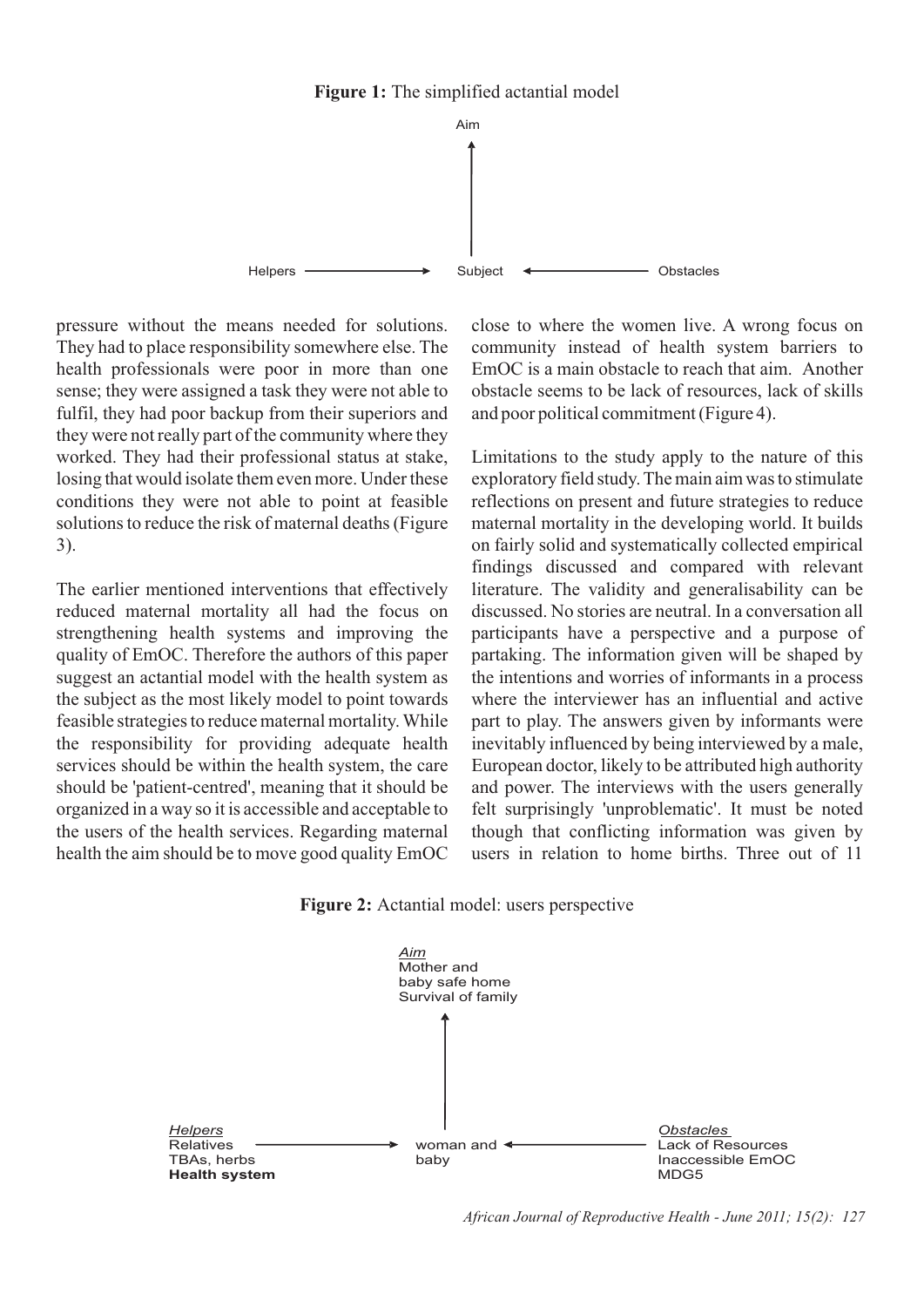**Figure 1:** The simplified actantial model

Aim

Helpers → Subject ← Obstacles

pressure without the means needed for solutions. They had to place responsibility somewhere else. The health professionals were poor in more than one sense; they were assigned a task they were not able to fulfil, they had poor backup from their superiors and they were not really part of the community where they worked. They had their professional status at stake, losing that would isolate them even more. Under these conditions they were not able to point at feasible solutions to reduce the risk of maternal deaths (Figure 3).

The earlier mentioned interventions that effectively reduced maternal mortality all had the focus on strengthening health systems and improving the quality of EmOC. Therefore the authors of this paper suggest an actantial model with the health system as the subject as the most likely model to point towards feasible strategies to reduce maternal mortality. While the responsibility for providing adequate health services should be within the health system, the care should be 'patient-centred', meaning that it should be organized in a way so it is accessible and acceptable to the users of the health services. Regarding maternal health the aim should be to move good quality EmOC close to where the women live. A wrong focus on community instead of health system barriers to EmOC is a main obstacle to reach that aim. Another obstacle seems to be lack of resources, lack of skills and poor political commitment (Figure 4).

Limitations to the study apply to the nature of this exploratory field study. The main aim was to stimulate reflections on present and future strategies to reduce maternal mortality in the developing world. It builds on fairly solid and systematically collected empirical findings discussed and compared with relevant literature. The validity and generalisability can be discussed. No stories are neutral. In a conversation all participants have a perspective and a purpose of partaking. The information given will be shaped by the intentions and worries of informants in a process where the interviewer has an influential and active part to play. The answers given by informants were inevitably influenced by being interviewed by a male, European doctor, likely to be attributed high authority and power. The interviews with the users generally felt surprisingly 'unproblematic'. It must be noted though that conflicting information was given by users in relation to home births. Three out of 11

**Figure 2:** Actantial model: users perspective

*Aim*
Mother and baby safe home
Survival of family

*Helpers*
Relatives
TBAs, herbs
**Health system**

→ woman and baby ←

*Obstacles*
Lack of Resources
Inaccessible EmOC
MDG5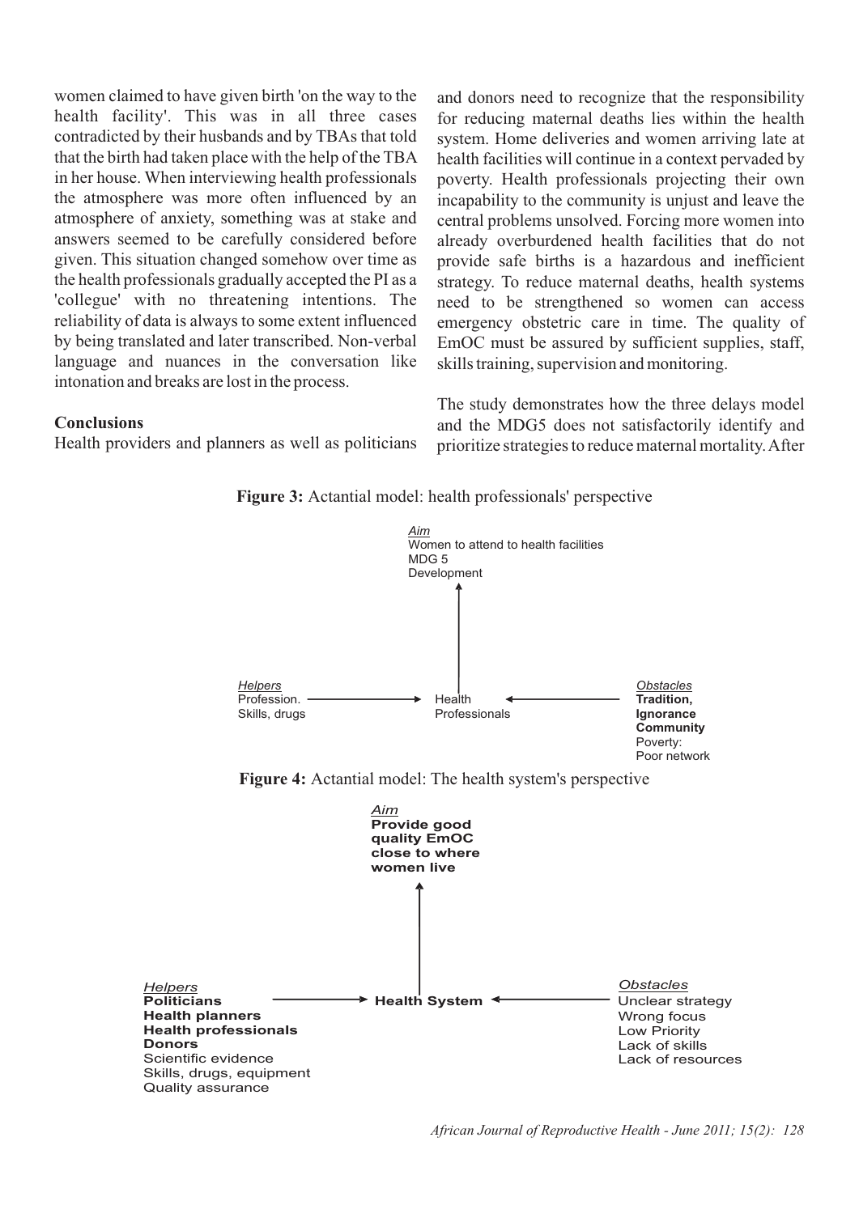women claimed to have given birth 'on the way to the health facility'. This was in all three cases contradicted by their husbands and by TBAs that told that the birth had taken place with the help of the TBA in her house. When interviewing health professionals the atmosphere was more often influenced by an atmosphere of anxiety, something was at stake and answers seemed to be carefully considered before given. This situation changed somehow over time as the health professionals gradually accepted the PI as a 'collegue' with no threatening intentions. The reliability of data is always to some extent influenced by being translated and later transcribed. Non-verbal language and nuances in the conversation like intonation and breaks are lost in the process.

## Conclusions

Health providers and planners as well as politicians and donors need to recognize that the responsibility for reducing maternal deaths lies within the health system. Home deliveries and women arriving late at health facilities will continue in a context pervaded by poverty. Health professionals projecting their own incapability to the community is unjust and leave the central problems unsolved. Forcing more women into already overburdened health facilities that do not provide safe births is a hazardous and inefficient strategy. To reduce maternal deaths, health systems need to be strengthened so women can access emergency obstetric care in time. The quality of EmOC must be assured by sufficient supplies, staff, skills training, supervision and monitoring.

The study demonstrates how the three delays model and the MDG5 does not satisfactorily identify and prioritize strategies to reduce maternal mortality. After

**Figure 3:** Actantial model: health professionals' perspective

*Aim*
Women to attend to health facilities
MDG 5
Development

*Helpers*
Profession.
Skills, drugs

Health Professionals

*Obstacles*
**Tradition,**
**Ignorance**
**Community**
Poverty:
Poor network

**Figure 4:** Actantial model: The health system's perspective

*Aim*
**Provide good quality EmOC close to where women live**

*Helpers*
**Politicians**
**Health planners**
**Health professionals**
**Donors**
Scientific evidence
Skills, drugs, equipment
Quality assurance

**Health System**

*Obstacles*
Unclear strategy
Wrong focus
Low Priority
Lack of skills
Lack of resources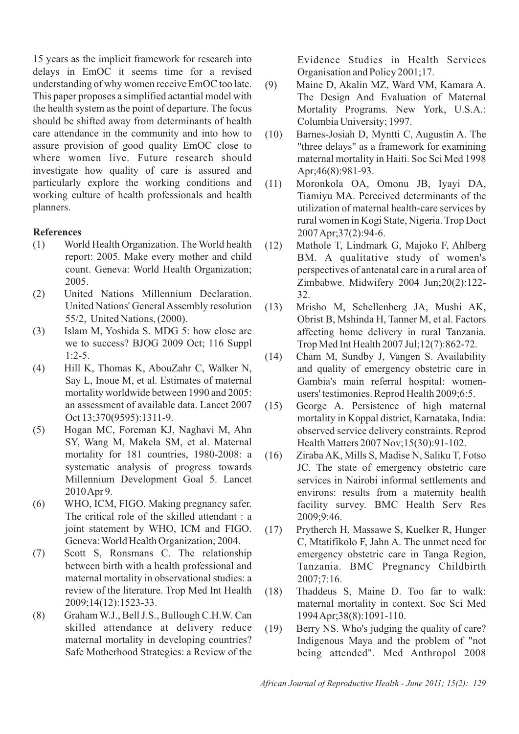15 years as the implicit framework for research into delays in EmOC it seems time for a revised understanding of why women receive EmOC too late. This paper proposes a simplified actantial model with the health system as the point of departure. The focus should be shifted away from determinants of health care attendance in the community and into how to assure provision of good quality EmOC close to where women live. Future research should investigate how quality of care is assured and particularly explore the working conditions and working culture of health professionals and health planners.

## References

(1) World Health Organization. The World health report: 2005. Make every mother and child count. Geneva: World Health Organization; 2005.

(2) United Nations Millennium Declaration. United Nations' General Assembly resolution 55/2, United Nations, (2000).

(3) Islam M, Yoshida S. MDG 5: how close are we to success? BJOG 2009 Oct; 116 Suppl 1:2-5.

(4) Hill K, Thomas K, AbouZahr C, Walker N, Say L, Inoue M, et al. Estimates of maternal mortality worldwide between 1990 and 2005: an assessment of available data. Lancet 2007 Oct 13;370(9595):1311-9.

(5) Hogan MC, Foreman KJ, Naghavi M, Ahn SY, Wang M, Makela SM, et al. Maternal mortality for 181 countries, 1980-2008: a systematic analysis of progress towards Millennium Development Goal 5. Lancet 2010 Apr 9.

(6) WHO, ICM, FIGO. Making pregnancy safer. The critical role of the skilled attendant : a joint statement by WHO, ICM and FIGO. Geneva: World Health Organization; 2004.

(7) Scott S, Ronsmans C. The relationship between birth with a health professional and maternal mortality in observational studies: a review of the literature. Trop Med Int Health 2009;14(12):1523-33.

(8) Graham W.J., Bell J.S., Bullough C.H.W. Can skilled attendance at delivery reduce maternal mortality in developing countries? Safe Motherhood Strategies: a Review of the Evidence Studies in Health Services Organisation and Policy 2001;17.

(9) Maine D, Akalin MZ, Ward VM, Kamara A. The Design And Evaluation of Maternal Mortality Programs. New York, U.S.A.: Columbia University; 1997.

(10) Barnes-Josiah D, Myntti C, Augustin A. The "three delays" as a framework for examining maternal mortality in Haiti. Soc Sci Med 1998 Apr;46(8):981-93.

(11) Moronkola OA, Omonu JB, Iyayi DA, Tiamiyu MA. Perceived determinants of the utilization of maternal health-care services by rural women in Kogi State, Nigeria. Trop Doct 2007 Apr;37(2):94-6.

(12) Mathole T, Lindmark G, Majoko F, Ahlberg BM. A qualitative study of women's perspectives of antenatal care in a rural area of Zimbabwe. Midwifery 2004 Jun;20(2):122-32.

(13) Mrisho M, Schellenberg JA, Mushi AK, Obrist B, Mshinda H, Tanner M, et al. Factors affecting home delivery in rural Tanzania. Trop Med Int Health 2007 Jul;12(7):862-72.

(14) Cham M, Sundby J, Vangen S. Availability and quality of emergency obstetric care in Gambia's main referral hospital: women-users' testimonies. Reprod Health 2009;6:5.

(15) George A. Persistence of high maternal mortality in Koppal district, Karnataka, India: observed service delivery constraints. Reprod Health Matters 2007 Nov;15(30):91-102.

(16) Ziraba AK, Mills S, Madise N, Saliku T, Fotso JC. The state of emergency obstetric care services in Nairobi informal settlements and environs: results from a maternity health facility survey. BMC Health Serv Res 2009;9:46.

(17) Prytherch H, Massawe S, Kuelker R, Hunger C, Mtatifikolo F, Jahn A. The unmet need for emergency obstetric care in Tanga Region, Tanzania. BMC Pregnancy Childbirth 2007;7:16.

(18) Thaddeus S, Maine D. Too far to walk: maternal mortality in context. Soc Sci Med 1994 Apr;38(8):1091-110.

(19) Berry NS. Who's judging the quality of care? Indigenous Maya and the problem of "not being attended". Med Anthropol 2008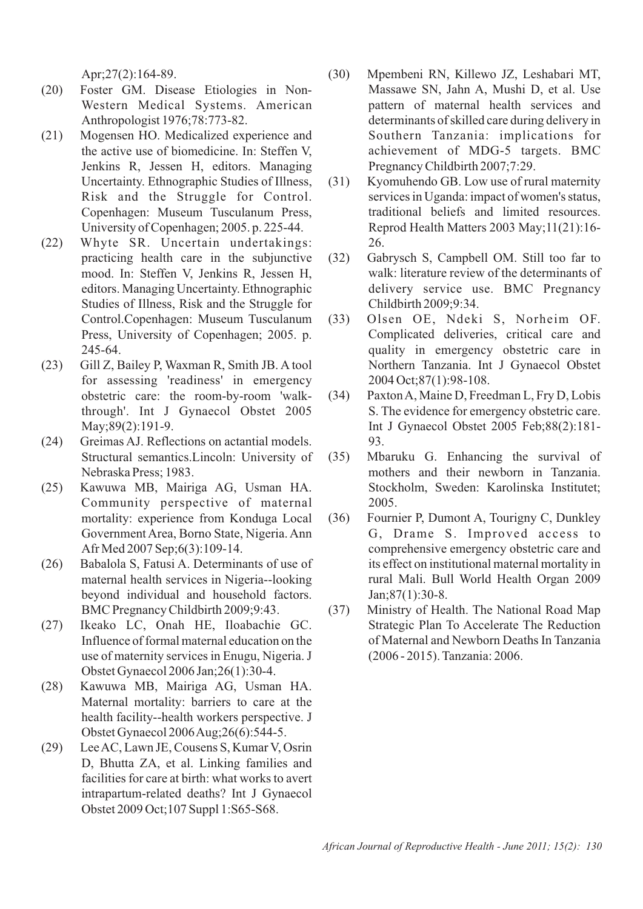Apr;27(2):164-89.

(20) Foster GM. Disease Etiologies in Non-Western Medical Systems. American Anthropologist 1976;78:773-82.

(21) Mogensen HO. Medicalized experience and the active use of biomedicine. In: Steffen V, Jenkins R, Jessen H, editors. Managing Uncertainty. Ethnographic Studies of Illness, Risk and the Struggle for Control. Copenhagen: Museum Tusculanum Press, University of Copenhagen; 2005. p. 225-44.

(22) Whyte SR. Uncertain undertakings: practicing health care in the subjunctive mood. In: Steffen V, Jenkins R, Jessen H, editors. Managing Uncertainty. Ethnographic Studies of Illness, Risk and the Struggle for Control.Copenhagen: Museum Tusculanum Press, University of Copenhagen; 2005. p. 245-64.

(23) Gill Z, Bailey P, Waxman R, Smith JB. A tool for assessing 'readiness' in emergency obstetric care: the room-by-room 'walk-through'. Int J Gynaecol Obstet 2005 May;89(2):191-9.

(24) Greimas AJ. Reflections on actantial models. Structural semantics.Lincoln: University of Nebraska Press; 1983.

(25) Kawuwa MB, Mairiga AG, Usman HA. Community perspective of maternal mortality: experience from Konduga Local Government Area, Borno State, Nigeria. Ann Afr Med 2007 Sep;6(3):109-14.

(26) Babalola S, Fatusi A. Determinants of use of maternal health services in Nigeria--looking beyond individual and household factors. BMC Pregnancy Childbirth 2009;9:43.

(27) Ikeako LC, Onah HE, Iloabachie GC. Influence of formal maternal education on the use of maternity services in Enugu, Nigeria. J Obstet Gynaecol 2006 Jan;26(1):30-4.

(28) Kawuwa MB, Mairiga AG, Usman HA. Maternal mortality: barriers to care at the health facility--health workers perspective. J Obstet Gynaecol 2006 Aug;26(6):544-5.

(29) Lee AC, Lawn JE, Cousens S, Kumar V, Osrin D, Bhutta ZA, et al. Linking families and facilities for care at birth: what works to avert intrapartum-related deaths? Int J Gynaecol Obstet 2009 Oct;107 Suppl 1:S65-S68.

(30) Mpembeni RN, Killewo JZ, Leshabari MT, Massawe SN, Jahn A, Mushi D, et al. Use pattern of maternal health services and determinants of skilled care during delivery in Southern Tanzania: implications for achievement of MDG-5 targets. BMC Pregnancy Childbirth 2007;7:29.

(31) Kyomuhendo GB. Low use of rural maternity services in Uganda: impact of women's status, traditional beliefs and limited resources. Reprod Health Matters 2003 May;11(21):16-26.

(32) Gabrysch S, Campbell OM. Still too far to walk: literature review of the determinants of delivery service use. BMC Pregnancy Childbirth 2009;9:34.

(33) Olsen OE, Ndeki S, Norheim OF. Complicated deliveries, critical care and quality in emergency obstetric care in Northern Tanzania. Int J Gynaecol Obstet 2004 Oct;87(1):98-108.

(34) Paxton A, Maine D, Freedman L, Fry D, Lobis S. The evidence for emergency obstetric care. Int J Gynaecol Obstet 2005 Feb;88(2):181-93.

(35) Mbaruku G. Enhancing the survival of mothers and their newborn in Tanzania. Stockholm, Sweden: Karolinska Institutet; 2005.

(36) Fournier P, Dumont A, Tourigny C, Dunkley G, Drame S. Improved access to comprehensive emergency obstetric care and its effect on institutional maternal mortality in rural Mali. Bull World Health Organ 2009 Jan;87(1):30-8.

(37) Ministry of Health. The National Road Map Strategic Plan To Accelerate The Reduction of Maternal and Newborn Deaths In Tanzania (2006 - 2015). Tanzania: 2006.